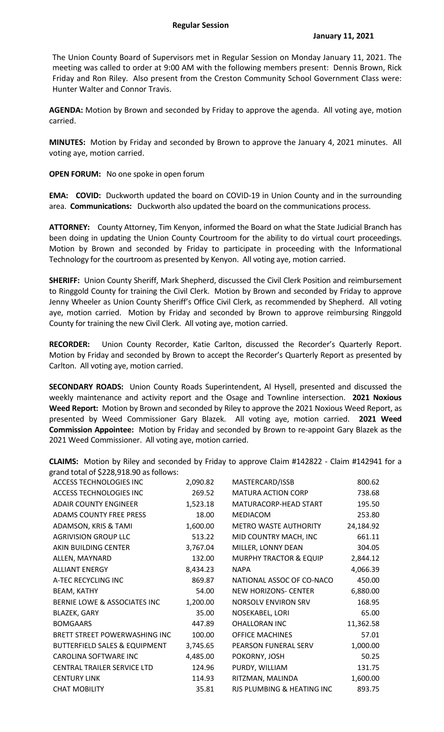**Regular Session**

**January 11, 2021**

The Union County Board of Supervisors met in Regular Session on Monday January 11, 2021. The meeting was called to order at 9:00 AM with the following members present: Dennis Brown, Rick Friday and Ron Riley. Also present from the Creston Community School Government Class were: Hunter Walter and Connor Travis.

**AGENDA:** Motion by Brown and seconded by Friday to approve the agenda. All voting aye, motion carried.

**MINUTES:** Motion by Friday and seconded by Brown to approve the January 4, 2021 minutes. All voting aye, motion carried.

**OPEN FORUM:** No one spoke in open forum

**EMA: COVID:** Duckworth updated the board on COVID-19 in Union County and in the surrounding area. **Communications:** Duckworth also updated the board on the communications process.

**ATTORNEY:** County Attorney, Tim Kenyon, informed the Board on what the State Judicial Branch has been doing in updating the Union County Courtroom for the ability to do virtual court proceedings. Motion by Brown and seconded by Friday to participate in proceeding with the Informational Technology for the courtroom as presented by Kenyon. All voting aye, motion carried.

**SHERIFF:** Union County Sheriff, Mark Shepherd, discussed the Civil Clerk Position and reimbursement to Ringgold County for training the Civil Clerk. Motion by Brown and seconded by Friday to approve Jenny Wheeler as Union County Sheriff's Office Civil Clerk, as recommended by Shepherd. All voting aye, motion carried. Motion by Friday and seconded by Brown to approve reimbursing Ringgold County for training the new Civil Clerk. All voting aye, motion carried.

**RECORDER:** Union County Recorder, Katie Carlton, discussed the Recorder's Quarterly Report. Motion by Friday and seconded by Brown to accept the Recorder's Quarterly Report as presented by Carlton. All voting aye, motion carried.

**SECONDARY ROADS:** Union County Roads Superintendent, Al Hysell, presented and discussed the weekly maintenance and activity report and the Osage and Townline intersection. **2021 Noxious Weed Report:** Motion by Brown and seconded by Riley to approve the 2021 Noxious Weed Report, as presented by Weed Commissioner Gary Blazek. All voting aye, motion carried. **2021 Weed Commission Appointee:** Motion by Friday and seconded by Brown to re-appoint Gary Blazek as the 2021 Weed Commissioner. All voting aye, motion carried.

**CLAIMS:** Motion by Riley and seconded by Friday to approve Claim #142822 - Claim #142941 for a grand total of $228,918.90 as follows:

| | | | |
|---|---|---|---|
| ACCESS TECHNOLOGIES INC | 2,090.82 | MASTERCARD/ISSB | 800.62 |
| ACCESS TECHNOLOGIES INC | 269.52 | MATURA ACTION CORP | 738.68 |
| ADAIR COUNTY ENGINEER | 1,523.18 | MATURACORP-HEAD START | 195.50 |
| ADAMS COUNTY FREE PRESS | 18.00 | MEDIACOM | 253.80 |
| ADAMSON, KRIS & TAMI | 1,600.00 | METRO WASTE AUTHORITY | 24,184.92 |
| AGRIVISION GROUP LLC | 513.22 | MID COUNTRY MACH, INC | 661.11 |
| AKIN BUILDING CENTER | 3,767.04 | MILLER, LONNY DEAN | 304.05 |
| ALLEN, MAYNARD | 132.00 | MURPHY TRACTOR & EQUIP | 2,844.12 |
| ALLIANT ENERGY | 8,434.23 | NAPA | 4,066.39 |
| A-TEC RECYCLING INC | 869.87 | NATIONAL ASSOC OF CO-NACO | 450.00 |
| BEAM, KATHY | 54.00 | NEW HORIZONS- CENTER | 6,880.00 |
| BERNIE LOWE & ASSOCIATES INC | 1,200.00 | NORSOLV ENVIRON SRV | 168.95 |
| BLAZEK, GARY | 35.00 | NOSEKABEL, LORI | 65.00 |
| BOMGAARS | 447.89 | OHALLORAN INC | 11,362.58 |
| BRETT STREET POWERWASHING INC | 100.00 | OFFICE MACHINES | 57.01 |
| BUTTERFIELD SALES & EQUIPMENT | 3,745.65 | PEARSON FUNERAL SERV | 1,000.00 |
| CAROLINA SOFTWARE INC | 4,485.00 | POKORNY, JOSH | 50.25 |
| CENTRAL TRAILER SERVICE LTD | 124.96 | PURDY, WILLIAM | 131.75 |
| CENTURY LINK | 114.93 | RITZMAN, MALINDA | 1,600.00 |
| CHAT MOBILITY | 35.81 | RJS PLUMBING & HEATING INC | 893.75 |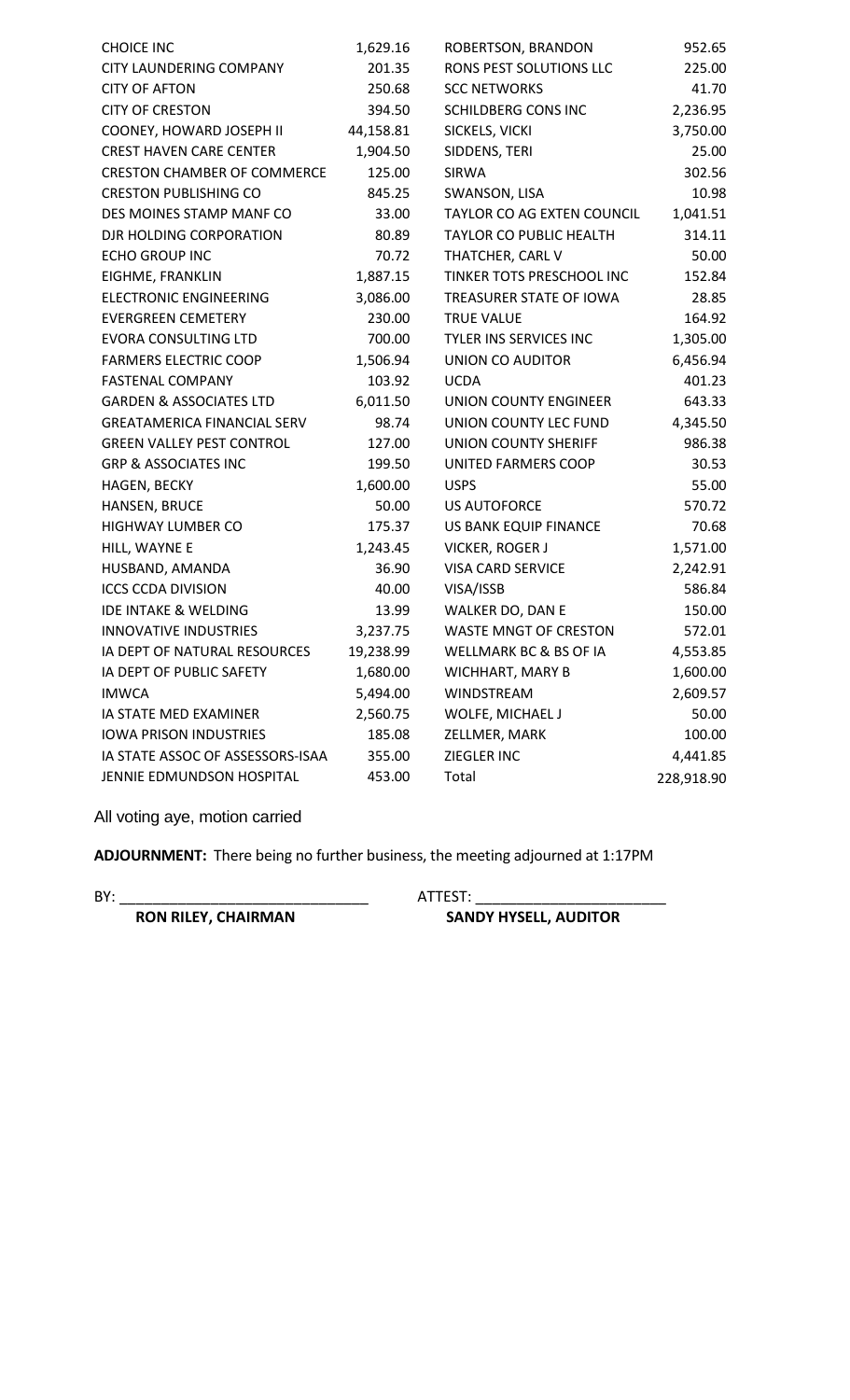| | | | |
|---|---|---|---|
| CHOICE INC | 1,629.16 | ROBERTSON, BRANDON | 952.65 |
| CITY LAUNDERING COMPANY | 201.35 | RONS PEST SOLUTIONS LLC | 225.00 |
| CITY OF AFTON | 250.68 | SCC NETWORKS | 41.70 |
| CITY OF CRESTON | 394.50 | SCHILDBERG CONS INC | 2,236.95 |
| COONEY, HOWARD JOSEPH II | 44,158.81 | SICKELS, VICKI | 3,750.00 |
| CREST HAVEN CARE CENTER | 1,904.50 | SIDDENS, TERI | 25.00 |
| CRESTON CHAMBER OF COMMERCE | 125.00 | SIRWA | 302.56 |
| CRESTON PUBLISHING CO | 845.25 | SWANSON, LISA | 10.98 |
| DES MOINES STAMP MANF CO | 33.00 | TAYLOR CO AG EXTEN COUNCIL | 1,041.51 |
| DJR HOLDING CORPORATION | 80.89 | TAYLOR CO PUBLIC HEALTH | 314.11 |
| ECHO GROUP INC | 70.72 | THATCHER, CARL V | 50.00 |
| EIGHME, FRANKLIN | 1,887.15 | TINKER TOTS PRESCHOOL INC | 152.84 |
| ELECTRONIC ENGINEERING | 3,086.00 | TREASURER STATE OF IOWA | 28.85 |
| EVERGREEN CEMETERY | 230.00 | TRUE VALUE | 164.92 |
| EVORA CONSULTING LTD | 700.00 | TYLER INS SERVICES INC | 1,305.00 |
| FARMERS ELECTRIC COOP | 1,506.94 | UNION CO AUDITOR | 6,456.94 |
| FASTENAL COMPANY | 103.92 | UCDA | 401.23 |
| GARDEN & ASSOCIATES LTD | 6,011.50 | UNION COUNTY ENGINEER | 643.33 |
| GREATAMERICA FINANCIAL SERV | 98.74 | UNION COUNTY LEC FUND | 4,345.50 |
| GREEN VALLEY PEST CONTROL | 127.00 | UNION COUNTY SHERIFF | 986.38 |
| GRP & ASSOCIATES INC | 199.50 | UNITED FARMERS COOP | 30.53 |
| HAGEN, BECKY | 1,600.00 | USPS | 55.00 |
| HANSEN, BRUCE | 50.00 | US AUTOFORCE | 570.72 |
| HIGHWAY LUMBER CO | 175.37 | US BANK EQUIP FINANCE | 70.68 |
| HILL, WAYNE E | 1,243.45 | VICKER, ROGER J | 1,571.00 |
| HUSBAND, AMANDA | 36.90 | VISA CARD SERVICE | 2,242.91 |
| ICCS CCDA DIVISION | 40.00 | VISA/ISSB | 586.84 |
| IDE INTAKE & WELDING | 13.99 | WALKER DO, DAN E | 150.00 |
| INNOVATIVE INDUSTRIES | 3,237.75 | WASTE MNGT OF CRESTON | 572.01 |
| IA DEPT OF NATURAL RESOURCES | 19,238.99 | WELLMARK BC & BS OF IA | 4,553.85 |
| IA DEPT OF PUBLIC SAFETY | 1,680.00 | WICHHART, MARY B | 1,600.00 |
| IMWCA | 5,494.00 | WINDSTREAM | 2,609.57 |
| IA STATE MED EXAMINER | 2,560.75 | WOLFE, MICHAEL J | 50.00 |
| IOWA PRISON INDUSTRIES | 185.08 | ZELLMER, MARK | 100.00 |
| IA STATE ASSOC OF ASSESSORS-ISAA | 355.00 | ZIEGLER INC | 4,441.85 |
| JENNIE EDMUNDSON HOSPITAL | 453.00 | Total | 228,918.90 |

All voting aye, motion carried

**ADJOURNMENT:** There being no further business, the meeting adjourned at 1:17PM

BY: ______________________________ ATTEST: ________________________

**RON RILEY, CHAIRMAN** **SANDY HYSELL, AUDITOR**